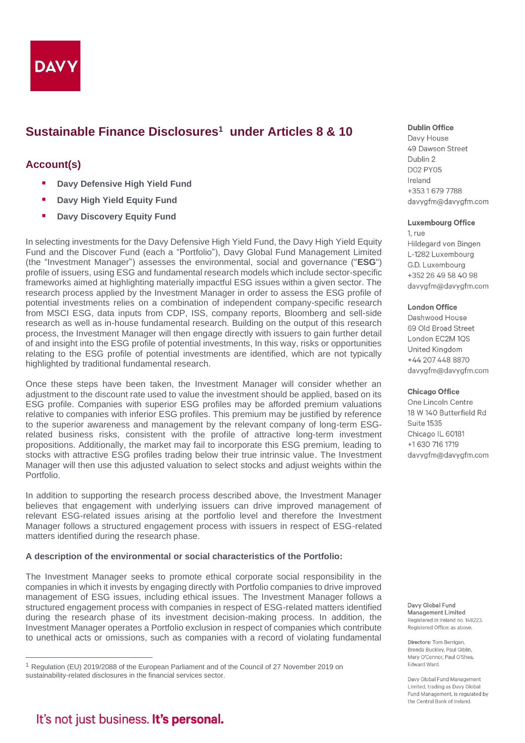DAVY

# Sustainable Finance Disclosures[1] under Articles 8 & 10

## Account(s)

- **Davy Defensive High Yield Fund**
- **Davy High Yield Equity Fund**
- **Davy Discovery Equity Fund**

In selecting investments for the Davy Defensive High Yield Fund, the Davy High Yield Equity Fund and the Discover Fund (each a "Portfolio"), Davy Global Fund Management Limited (the "Investment Manager") assesses the environmental, social and governance ("**ESG**") profile of issuers, using ESG and fundamental research models which include sector-specific frameworks aimed at highlighting materially impactful ESG issues within a given sector. The research process applied by the Investment Manager in order to assess the ESG profile of potential investments relies on a combination of independent company-specific research from MSCI ESG, data inputs from CDP, ISS, company reports, Bloomberg and sell-side research as well as in-house fundamental research. Building on the output of this research process, the Investment Manager will then engage directly with issuers to gain further detail of and insight into the ESG profile of potential investments, In this way, risks or opportunities relating to the ESG profile of potential investments are identified, which are not typically highlighted by traditional fundamental research.

Once these steps have been taken, the Investment Manager will consider whether an adjustment to the discount rate used to value the investment should be applied, based on its ESG profile. Companies with superior ESG profiles may be afforded premium valuations relative to companies with inferior ESG profiles. This premium may be justified by reference to the superior awareness and management by the relevant company of long-term ESG-related business risks, consistent with the profile of attractive long-term investment propositions. Additionally, the market may fail to incorporate this ESG premium, leading to stocks with attractive ESG profiles trading below their true intrinsic value. The Investment Manager will then use this adjusted valuation to select stocks and adjust weights within the Portfolio.

In addition to supporting the research process described above, the Investment Manager believes that engagement with underlying issuers can drive improved management of relevant ESG-related issues arising at the portfolio level and therefore the Investment Manager follows a structured engagement process with issuers in respect of ESG-related matters identified during the research phase.

**A description of the environmental or social characteristics of the Portfolio:**

The Investment Manager seeks to promote ethical corporate social responsibility in the companies in which it invests by engaging directly with Portfolio companies to drive improved management of ESG issues, including ethical issues. The Investment Manager follows a structured engagement process with companies in respect of ESG-related matters identified during the research phase of its investment decision-making process. In addition, the Investment Manager operates a Portfolio exclusion in respect of companies which contribute to unethical acts or omissions, such as companies with a record of violating fundamental

[1] Regulation (EU) 2019/2088 of the European Parliament and of the Council of 27 November 2019 on sustainability-related disclosures in the financial services sector.

**Dublin Office**
Davy House
49 Dawson Street
Dublin 2
D02 PY05
Ireland
+353 1 679 7788
davygfm@davygfm.com

**Luxembourg Office**
1, rue
Hildegard von Bingen
L-1282 Luxembourg
G.D. Luxembourg
+352 26 49 58 40 98
davygfm@davygfm.com

**London Office**
Dashwood House
69 Old Broad Street
London EC2M 1QS
United Kingdom
+44 207 448 8870
davygfm@davygfm.com

**Chicago Office**
One Lincoln Centre
18 W 140 Butterfield Rd
Suite 1535
Chicago IL 60181
+1 630 716 1719
davygfm@davygfm.com

**Davy Global Fund Management Limited**
Registered in Ireland no. 148223.
Registered Office: as above.

Directors: Tom Berrigan, Brenda Buckley, Paul Giblin, Mary O'Connor, Paul O'Shea, Edward Ward.

Davy Global Fund Management Limited, trading as Davy Global Fund Management, is regulated by the Central Bank of Ireland.

It's not just business. **It's personal.**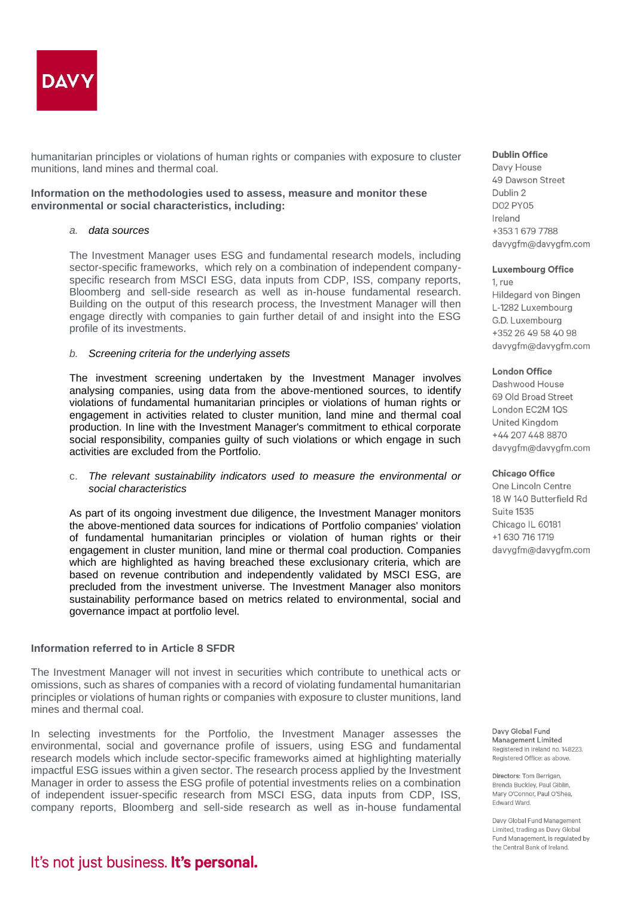humanitarian principles or violations of human rights or companies with exposure to cluster munitions, land mines and thermal coal.

**Information on the methodologies used to assess, measure and monitor these environmental or social characteristics, including:**

*a. data sources*

The Investment Manager uses ESG and fundamental research models, including sector-specific frameworks, which rely on a combination of independent company-specific research from MSCI ESG, data inputs from CDP, ISS, company reports, Bloomberg and sell-side research as well as in-house fundamental research. Building on the output of this research process, the Investment Manager will then engage directly with companies to gain further detail of and insight into the ESG profile of its investments.

*b. Screening criteria for the underlying assets*

The investment screening undertaken by the Investment Manager involves analysing companies, using data from the above-mentioned sources, to identify violations of fundamental humanitarian principles or violations of human rights or engagement in activities related to cluster munition, land mine and thermal coal production. In line with the Investment Manager's commitment to ethical corporate social responsibility, companies guilty of such violations or which engage in such activities are excluded from the Portfolio.

c. *The relevant sustainability indicators used to measure the environmental or social characteristics*

As part of its ongoing investment due diligence, the Investment Manager monitors the above-mentioned data sources for indications of Portfolio companies' violation of fundamental humanitarian principles or violation of human rights or their engagement in cluster munition, land mine or thermal coal production. Companies which are highlighted as having breached these exclusionary criteria, which are based on revenue contribution and independently validated by MSCI ESG, are precluded from the investment universe. The Investment Manager also monitors sustainability performance based on metrics related to environmental, social and governance impact at portfolio level.

**Information referred to in Article 8 SFDR**

The Investment Manager will not invest in securities which contribute to unethical acts or omissions, such as shares of companies with a record of violating fundamental humanitarian principles or violations of human rights or companies with exposure to cluster munitions, land mines and thermal coal.

In selecting investments for the Portfolio, the Investment Manager assesses the environmental, social and governance profile of issuers, using ESG and fundamental research models which include sector-specific frameworks aimed at highlighting materially impactful ESG issues within a given sector. The research process applied by the Investment Manager in order to assess the ESG profile of potential investments relies on a combination of independent issuer-specific research from MSCI ESG, data inputs from CDP, ISS, company reports, Bloomberg and sell-side research as well as in-house fundamental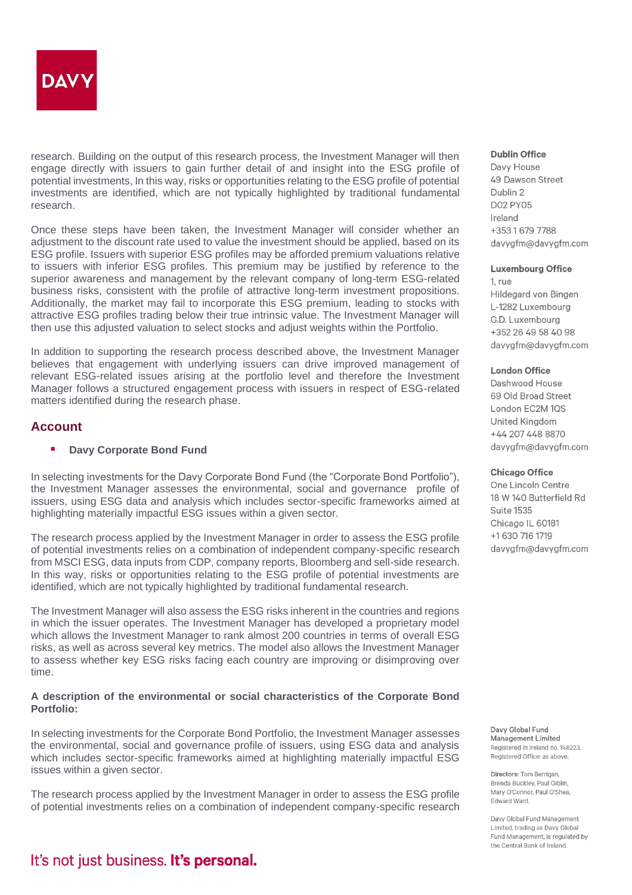research. Building on the output of this research process, the Investment Manager will then engage directly with issuers to gain further detail of and insight into the ESG profile of potential investments, In this way, risks or opportunities relating to the ESG profile of potential investments are identified, which are not typically highlighted by traditional fundamental research.

Once these steps have been taken, the Investment Manager will consider whether an adjustment to the discount rate used to value the investment should be applied, based on its ESG profile. Issuers with superior ESG profiles may be afforded premium valuations relative to issuers with inferior ESG profiles. This premium may be justified by reference to the superior awareness and management by the relevant company of long-term ESG-related business risks, consistent with the profile of attractive long-term investment propositions. Additionally, the market may fail to incorporate this ESG premium, leading to stocks with attractive ESG profiles trading below their true intrinsic value. The Investment Manager will then use this adjusted valuation to select stocks and adjust weights within the Portfolio.

In addition to supporting the research process described above, the Investment Manager believes that engagement with underlying issuers can drive improved management of relevant ESG-related issues arising at the portfolio level and therefore the Investment Manager follows a structured engagement process with issuers in respect of ESG-related matters identified during the research phase.

## Account

- **Davy Corporate Bond Fund**

In selecting investments for the Davy Corporate Bond Fund (the "Corporate Bond Portfolio"), the Investment Manager assesses the environmental, social and governance profile of issuers, using ESG data and analysis which includes sector-specific frameworks aimed at highlighting materially impactful ESG issues within a given sector.

The research process applied by the Investment Manager in order to assess the ESG profile of potential investments relies on a combination of independent company-specific research from MSCI ESG, data inputs from CDP, company reports, Bloomberg and sell-side research. In this way, risks or opportunities relating to the ESG profile of potential investments are identified, which are not typically highlighted by traditional fundamental research.

The Investment Manager will also assess the ESG risks inherent in the countries and regions in which the issuer operates. The Investment Manager has developed a proprietary model which allows the Investment Manager to rank almost 200 countries in terms of overall ESG risks, as well as across several key metrics. The model also allows the Investment Manager to assess whether key ESG risks facing each country are improving or disimproving over time.

**A description of the environmental or social characteristics of the Corporate Bond Portfolio:**

In selecting investments for the Corporate Bond Portfolio, the Investment Manager assesses the environmental, social and governance profile of issuers, using ESG data and analysis which includes sector-specific frameworks aimed at highlighting materially impactful ESG issues within a given sector.

The research process applied by the Investment Manager in order to assess the ESG profile of potential investments relies on a combination of independent company-specific research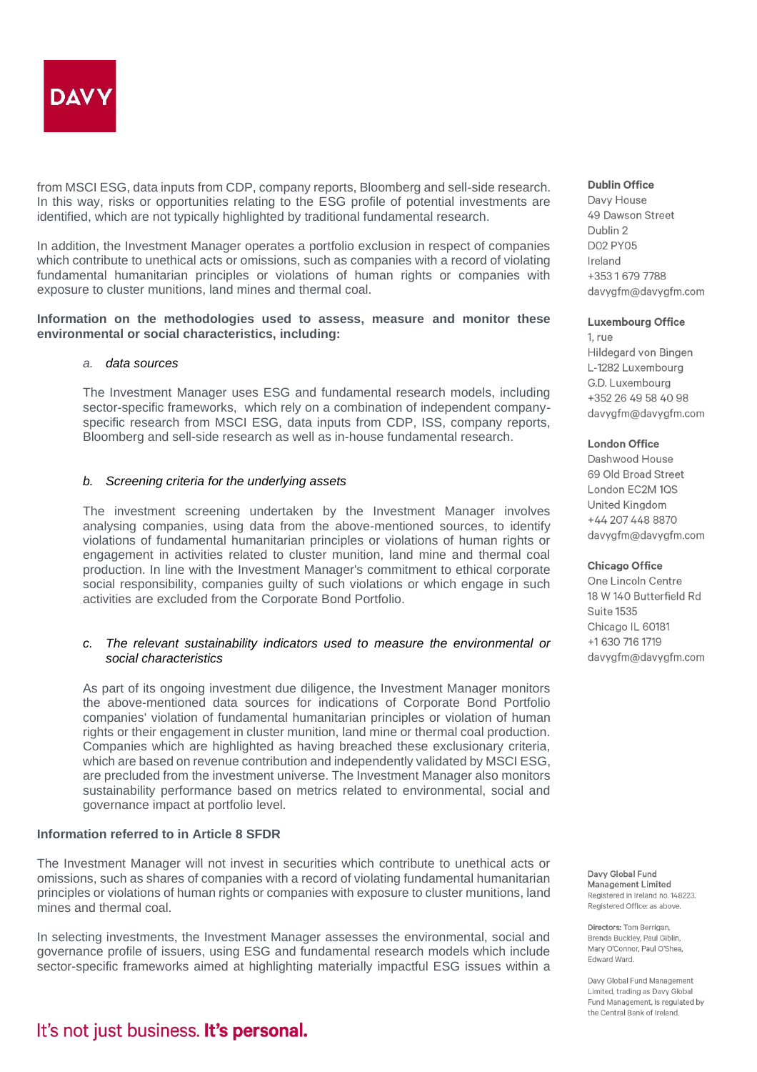from MSCI ESG, data inputs from CDP, company reports, Bloomberg and sell-side research. In this way, risks or opportunities relating to the ESG profile of potential investments are identified, which are not typically highlighted by traditional fundamental research.

In addition, the Investment Manager operates a portfolio exclusion in respect of companies which contribute to unethical acts or omissions, such as companies with a record of violating fundamental humanitarian principles or violations of human rights or companies with exposure to cluster munitions, land mines and thermal coal.

**Information on the methodologies used to assess, measure and monitor these environmental or social characteristics, including:**

*a. data sources*

The Investment Manager uses ESG and fundamental research models, including sector-specific frameworks, which rely on a combination of independent company-specific research from MSCI ESG, data inputs from CDP, ISS, company reports, Bloomberg and sell-side research as well as in-house fundamental research.

*b. Screening criteria for the underlying assets*

The investment screening undertaken by the Investment Manager involves analysing companies, using data from the above-mentioned sources, to identify violations of fundamental humanitarian principles or violations of human rights or engagement in activities related to cluster munition, land mine and thermal coal production. In line with the Investment Manager's commitment to ethical corporate social responsibility, companies guilty of such violations or which engage in such activities are excluded from the Corporate Bond Portfolio.

*c. The relevant sustainability indicators used to measure the environmental or social characteristics*

As part of its ongoing investment due diligence, the Investment Manager monitors the above-mentioned data sources for indications of Corporate Bond Portfolio companies' violation of fundamental humanitarian principles or violation of human rights or their engagement in cluster munition, land mine or thermal coal production. Companies which are highlighted as having breached these exclusionary criteria, which are based on revenue contribution and independently validated by MSCI ESG, are precluded from the investment universe. The Investment Manager also monitors sustainability performance based on metrics related to environmental, social and governance impact at portfolio level.

**Information referred to in Article 8 SFDR**

The Investment Manager will not invest in securities which contribute to unethical acts or omissions, such as shares of companies with a record of violating fundamental humanitarian principles or violations of human rights or companies with exposure to cluster munitions, land mines and thermal coal.

In selecting investments, the Investment Manager assesses the environmental, social and governance profile of issuers, using ESG and fundamental research models which include sector-specific frameworks aimed at highlighting materially impactful ESG issues within a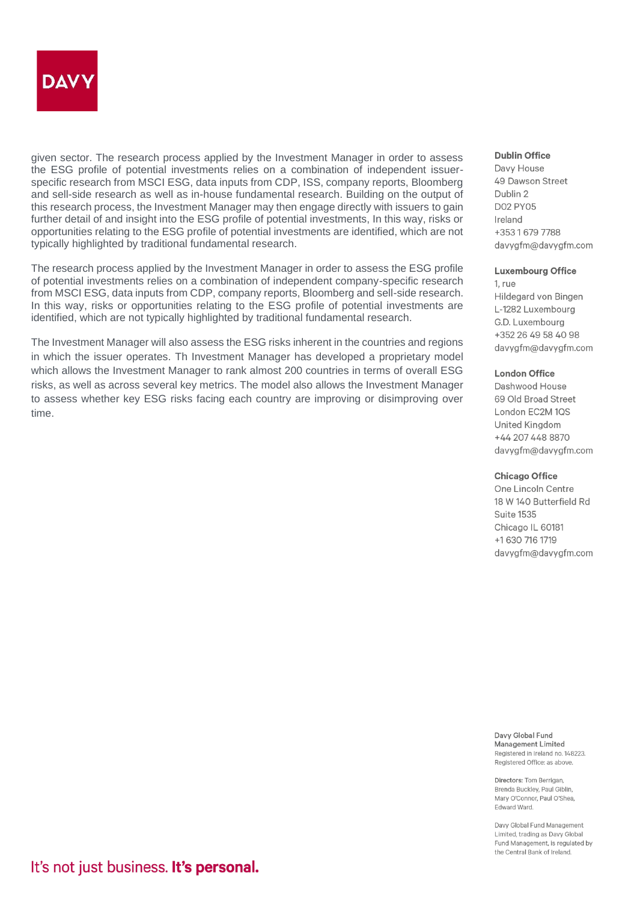given sector. The research process applied by the Investment Manager in order to assess the ESG profile of potential investments relies on a combination of independent issuer-specific research from MSCI ESG, data inputs from CDP, ISS, company reports, Bloomberg and sell-side research as well as in-house fundamental research. Building on the output of this research process, the Investment Manager may then engage directly with issuers to gain further detail of and insight into the ESG profile of potential investments, In this way, risks or opportunities relating to the ESG profile of potential investments are identified, which are not typically highlighted by traditional fundamental research.

The research process applied by the Investment Manager in order to assess the ESG profile of potential investments relies on a combination of independent company-specific research from MSCI ESG, data inputs from CDP, company reports, Bloomberg and sell-side research. In this way, risks or opportunities relating to the ESG profile of potential investments are identified, which are not typically highlighted by traditional fundamental research.

The Investment Manager will also assess the ESG risks inherent in the countries and regions in which the issuer operates. Th Investment Manager has developed a proprietary model which allows the Investment Manager to rank almost 200 countries in terms of overall ESG risks, as well as across several key metrics. The model also allows the Investment Manager to assess whether key ESG risks facing each country are improving or disimproving over time.

**Dublin Office**
Davy House
49 Dawson Street
Dublin 2
D02 PY05
Ireland
+353 1 679 7788
davygfm@davygfm.com

**Luxembourg Office**
1, rue
Hildegard von Bingen
L-1282 Luxembourg
G.D. Luxembourg
+352 26 49 58 40 98
davygfm@davygfm.com

**London Office**
Dashwood House
69 Old Broad Street
London EC2M 1QS
United Kingdom
+44 207 448 8870
davygfm@davygfm.com

**Chicago Office**
One Lincoln Centre
18 W 140 Butterfield Rd
Suite 1535
Chicago IL 60181
+1 630 716 1719
davygfm@davygfm.com

**Davy Global Fund Management Limited**
Registered in Ireland no. 148223.
Registered Office: as above.

**Directors:** Tom Berrigan, Brenda Buckley, Paul Giblin, Mary O'Connor, Paul O'Shea, Edward Ward.

Davy Global Fund Management Limited, trading as Davy Global Fund Management, is regulated by the Central Bank of Ireland.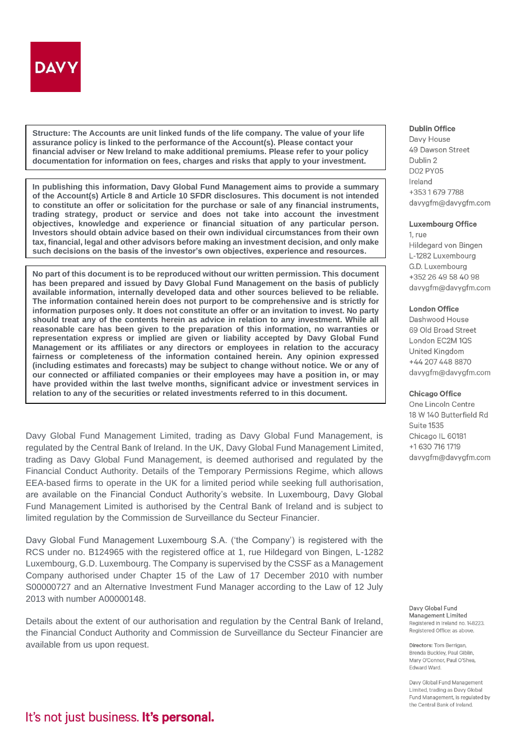DAVY

**Structure: The Accounts are unit linked funds of the life company. The value of your life assurance policy is linked to the performance of the Account(s). Please contact your financial adviser or New Ireland to make additional premiums. Please refer to your policy documentation for information on fees, charges and risks that apply to your investment.**

**In publishing this information, Davy Global Fund Management aims to provide a summary of the Account(s) Article 8 and Article 10 SFDR disclosures. This document is not intended to constitute an offer or solicitation for the purchase or sale of any financial instruments, trading strategy, product or service and does not take into account the investment objectives, knowledge and experience or financial situation of any particular person. Investors should obtain advice based on their own individual circumstances from their own tax, financial, legal and other advisors before making an investment decision, and only make such decisions on the basis of the investor's own objectives, experience and resources.**

**No part of this document is to be reproduced without our written permission. This document has been prepared and issued by Davy Global Fund Management on the basis of publicly available information, internally developed data and other sources believed to be reliable. The information contained herein does not purport to be comprehensive and is strictly for information purposes only. It does not constitute an offer or an invitation to invest. No party should treat any of the contents herein as advice in relation to any investment. While all reasonable care has been given to the preparation of this information, no warranties or representation express or implied are given or liability accepted by Davy Global Fund Management or its affiliates or any directors or employees in relation to the accuracy fairness or completeness of the information contained herein. Any opinion expressed (including estimates and forecasts) may be subject to change without notice. We or any of our connected or affiliated companies or their employees may have a position in, or may have provided within the last twelve months, significant advice or investment services in relation to any of the securities or related investments referred to in this document.**

Davy Global Fund Management Limited, trading as Davy Global Fund Management, is regulated by the Central Bank of Ireland. In the UK, Davy Global Fund Management Limited, trading as Davy Global Fund Management, is deemed authorised and regulated by the Financial Conduct Authority. Details of the Temporary Permissions Regime, which allows EEA-based firms to operate in the UK for a limited period while seeking full authorisation, are available on the Financial Conduct Authority's website. In Luxembourg, Davy Global Fund Management Limited is authorised by the Central Bank of Ireland and is subject to limited regulation by the Commission de Surveillance du Secteur Financier.

Davy Global Fund Management Luxembourg S.A. ('the Company') is registered with the RCS under no. B124965 with the registered office at 1, rue Hildegard von Bingen, L-1282 Luxembourg, G.D. Luxembourg. The Company is supervised by the CSSF as a Management Company authorised under Chapter 15 of the Law of 17 December 2010 with number S00000727 and an Alternative Investment Fund Manager according to the Law of 12 July 2013 with number A00000148.

Details about the extent of our authorisation and regulation by the Central Bank of Ireland, the Financial Conduct Authority and Commission de Surveillance du Secteur Financier are available from us upon request.

**Dublin Office**
Davy House
49 Dawson Street
Dublin 2
D02 PY05
Ireland
+353 1 679 7788
davygfm@davygfm.com

**Luxembourg Office**
1, rue
Hildegard von Bingen
L-1282 Luxembourg
G.D. Luxembourg
+352 26 49 58 40 98
davygfm@davygfm.com

**London Office**
Dashwood House
69 Old Broad Street
London EC2M 1QS
United Kingdom
+44 207 448 8870
davygfm@davygfm.com

**Chicago Office**
One Lincoln Centre
18 W 140 Butterfield Rd
Suite 1535
Chicago IL 60181
+1 630 716 1719
davygfm@davygfm.com

**Davy Global Fund Management Limited**
Registered in Ireland no. 148223.
Registered Office: as above.

**Directors:** Tom Berrigan, Brenda Buckley, Paul Giblin, Mary O'Connor, Paul O'Shea, Edward Ward.

Davy Global Fund Management Limited, trading as Davy Global Fund Management, is regulated by the Central Bank of Ireland.

It's not just business. **It's personal.**